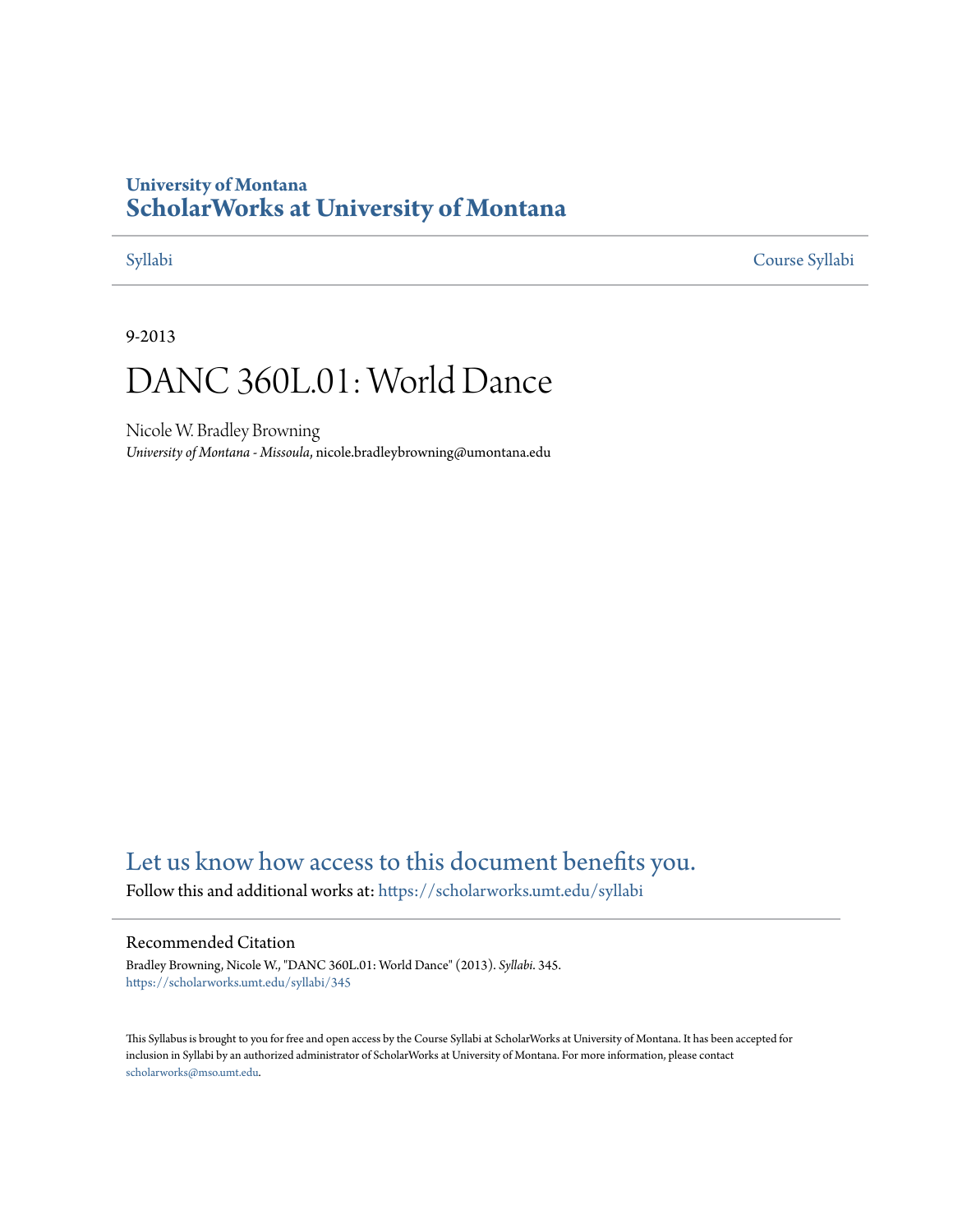University of Montana

# ScholarWorks at University of Montana

Syllabi | Course Syllabi

9-2013

# DANC 360L.01: World Dance

Nicole W. Bradley Browning

*University of Montana - Missoula*, nicole.bradleybrowning@umontana.edu

## Let us know how access to this document benefits you.

Follow this and additional works at: https://scholarworks.umt.edu/syllabi

### Recommended Citation

Bradley Browning, Nicole W., "DANC 360L.01: World Dance" (2013). *Syllabi*. 345.
https://scholarworks.umt.edu/syllabi/345

This Syllabus is brought to you for free and open access by the Course Syllabi at ScholarWorks at University of Montana. It has been accepted for inclusion in Syllabi by an authorized administrator of ScholarWorks at University of Montana. For more information, please contact scholarworks@mso.umt.edu.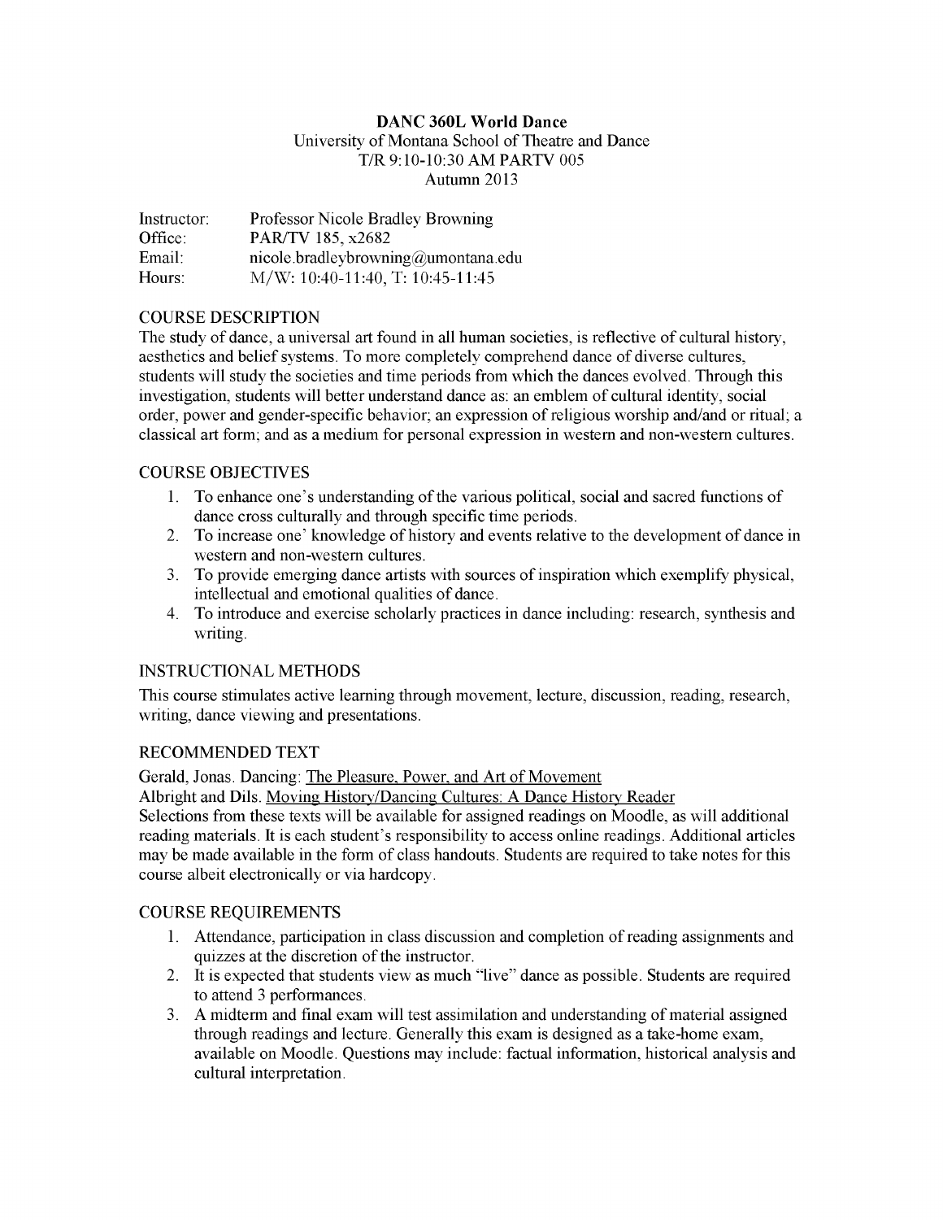**DANC 360L World Dance**
University of Montana School of Theatre and Dance
T/R 9:10-10:30 AM PARTV 005
Autumn 2013

| | |
|---|---|
| Instructor: | Professor Nicole Bradley Browning |
| Office: | PAR/TV 185, x2682 |
| Email: | nicole.bradleybrowning@umontana.edu |
| Hours: | M/W: 10:40-11:40, T: 10:45-11:45 |

## COURSE DESCRIPTION

The study of dance, a universal art found in all human societies, is reflective of cultural history, aesthetics and belief systems. To more completely comprehend dance of diverse cultures, students will study the societies and time periods from which the dances evolved. Through this investigation, students will better understand dance as: an emblem of cultural identity, social order, power and gender-specific behavior; an expression of religious worship and/and or ritual; a classical art form; and as a medium for personal expression in western and non-western cultures.

## COURSE OBJECTIVES

1. To enhance one's understanding of the various political, social and sacred functions of dance cross culturally and through specific time periods.
2. To increase one' knowledge of history and events relative to the development of dance in western and non-western cultures.
3. To provide emerging dance artists with sources of inspiration which exemplify physical, intellectual and emotional qualities of dance.
4. To introduce and exercise scholarly practices in dance including: research, synthesis and writing.

## INSTRUCTIONAL METHODS

This course stimulates active learning through movement, lecture, discussion, reading, research, writing, dance viewing and presentations.

## RECOMMENDED TEXT

Gerald, Jonas. Dancing: The Pleasure, Power, and Art of Movement

Albright and Dils. Moving History/Dancing Cultures: A Dance History Reader

Selections from these texts will be available for assigned readings on Moodle, as will additional reading materials. It is each student's responsibility to access online readings. Additional articles may be made available in the form of class handouts. Students are required to take notes for this course albeit electronically or via hardcopy.

## COURSE REQUIREMENTS

1. Attendance, participation in class discussion and completion of reading assignments and quizzes at the discretion of the instructor.
2. It is expected that students view as much "live" dance as possible. Students are required to attend 3 performances.
3. A midterm and final exam will test assimilation and understanding of material assigned through readings and lecture. Generally this exam is designed as a take-home exam, available on Moodle. Questions may include: factual information, historical analysis and cultural interpretation.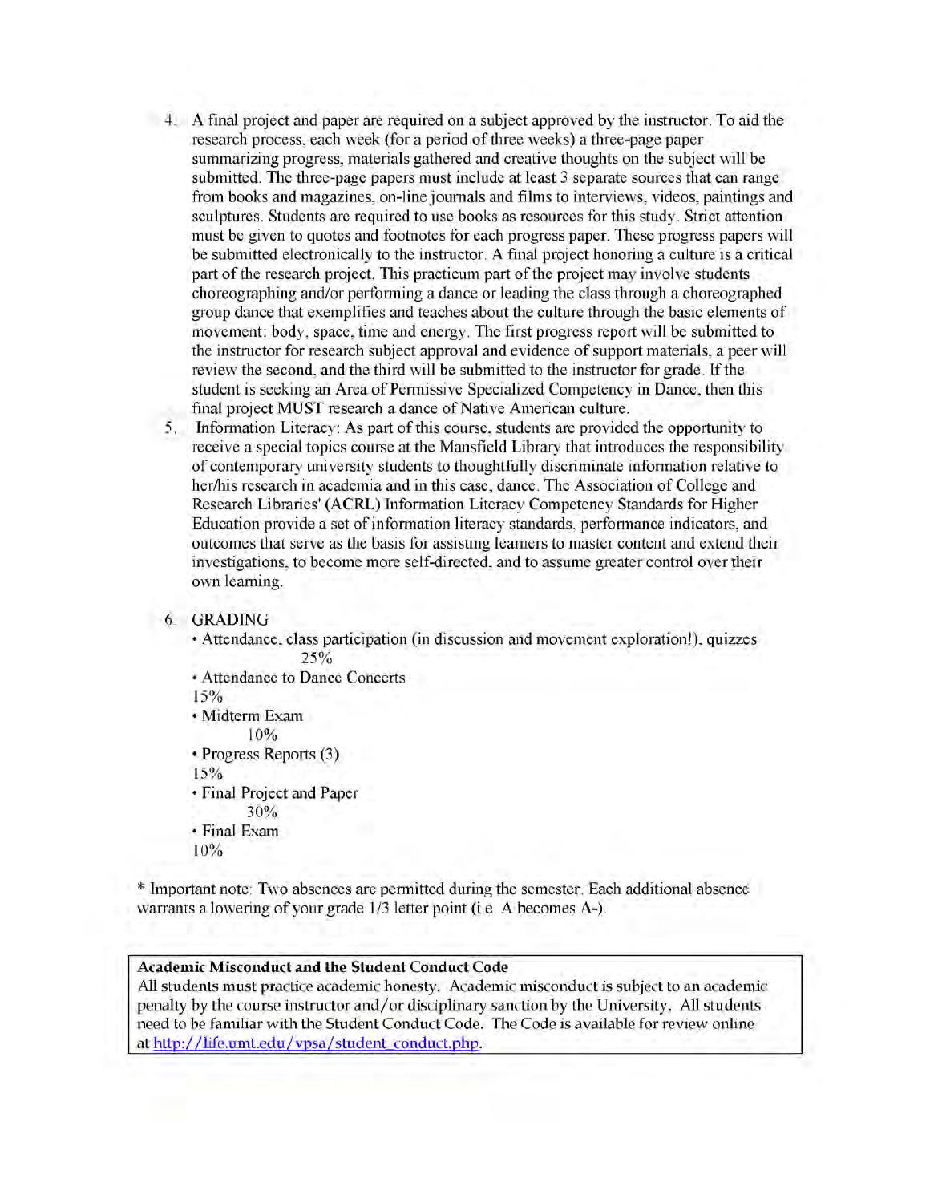4. A final project and paper are required on a subject approved by the instructor. To aid the research process, each week (for a period of three weeks) a three-page paper summarizing progress, materials gathered and creative thoughts on the subject will be submitted. The three-page papers must include at least 3 separate sources that can range from books and magazines, on-line journals and films to interviews, videos, paintings and sculptures. Students are required to use books as resources for this study. Strict attention must be given to quotes and footnotes for each progress paper. These progress papers will be submitted electronically to the instructor. A final project honoring a culture is a critical part of the research project. This practicum part of the project may involve students choreographing and/or performing a dance or leading the class through a choreographed group dance that exemplifies and teaches about the culture through the basic elements of movement: body, space, time and energy. The first progress report will be submitted to the instructor for research subject approval and evidence of support materials, a peer will review the second, and the third will be submitted to the instructor for grade. If the student is seeking an Area of Permissive Specialized Competency in Dance, then this final project MUST research a dance of Native American culture.

5. Information Literacy: As part of this course, students are provided the opportunity to receive a special topics course at the Mansfield Library that introduces the responsibility of contemporary university students to thoughtfully discriminate information relative to her/his research in academia and in this case, dance. The Association of College and Research Libraries' (ACRL) Information Literacy Competency Standards for Higher Education provide a set of information literacy standards, performance indicators, and outcomes that serve as the basis for assisting learners to master content and extend their investigations, to become more self-directed, and to assume greater control over their own learning.

6. GRADING
   - Attendance, class participation (in discussion and movement exploration!), quizzes 25%
   - Attendance to Dance Concerts 15%
   - Midterm Exam 10%
   - Progress Reports (3) 15%
   - Final Project and Paper 30%
   - Final Exam 10%

* Important note: Two absences are permitted during the semester. Each additional absence warrants a lowering of your grade 1/3 letter point (i.e. A becomes A-).

**Academic Misconduct and the Student Conduct Code**
All students must practice academic honesty. Academic misconduct is subject to an academic penalty by the course instructor and/or disciplinary sanction by the University. All students need to be familiar with the Student Conduct Code. The Code is available for review online at http://life.umt.edu/vpsa/student_conduct.php.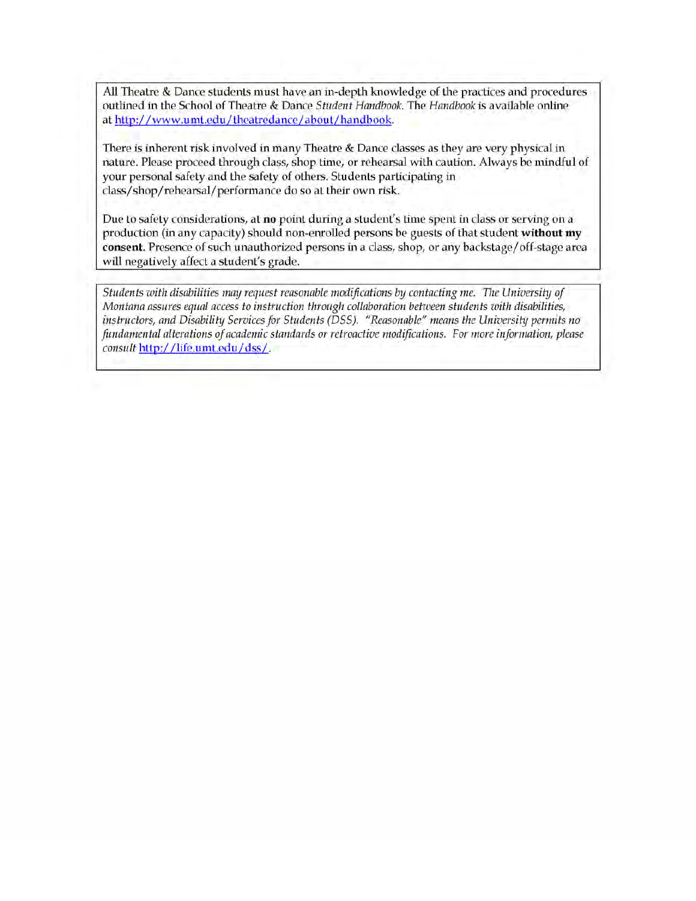All Theatre & Dance students must have an in-depth knowledge of the practices and procedures outlined in the School of Theatre & Dance *Student Handbook*. The *Handbook* is available online at http://www.umt.edu/theatredance/about/handbook.

There is inherent risk involved in many Theatre & Dance classes as they are very physical in nature. Please proceed through class, shop time, or rehearsal with caution. Always be mindful of your personal safety and the safety of others. Students participating in class/shop/rehearsal/performance do so at their own risk.

Due to safety considerations, at **no** point during a student's time spent in class or serving on a production (in any capacity) should non-enrolled persons be guests of that student **without my consent**. Presence of such unauthorized persons in a class, shop, or any backstage/off-stage area will negatively affect a student's grade.

*Students with disabilities may request reasonable modifications by contacting me. The University of Montana assures equal access to instruction through collaboration between students with disabilities, instructors, and Disability Services for Students (DSS). "Reasonable" means the University permits no fundamental alterations of academic standards or retroactive modifications. For more information, please consult* http://life.umt.edu/dss/.